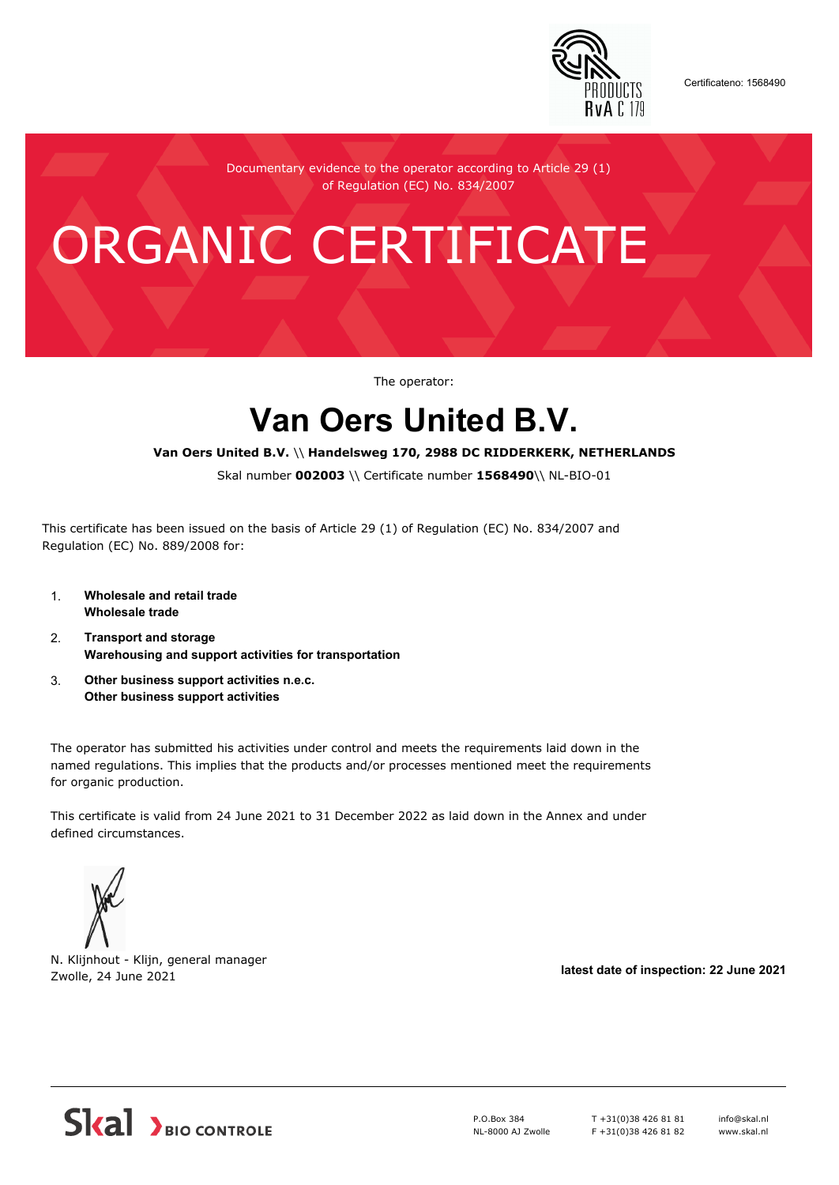Certificateno: 1568490

Documentary evidence to the operator according to Article 29 (1) of Regulation (EC) No. 834/2007

# ORGANIC CERTIFICATE

The operator:

## Van Oers United B.V.

**Van Oers United B.V.** \\ **Handelsweg 170, 2988 DC RIDDERKERK, NETHERLANDS**

Skal number **002003** \\ Certificate number **1568490**\\ NL-BIO-01

This certificate has been issued on the basis of Article 29 (1) of Regulation (EC) No. 834/2007 and Regulation (EC) No. 889/2008 for:

1. **Wholesale and retail trade**
   **Wholesale trade**
2. **Transport and storage**
   **Warehousing and support activities for transportation**
3. **Other business support activities n.e.c.**
   **Other business support activities**

The operator has submitted his activities under control and meets the requirements laid down in the named regulations. This implies that the products and/or processes mentioned meet the requirements for organic production.

This certificate is valid from 24 June 2021 to 31 December 2022 as laid down in the Annex and under defined circumstances.

N. Klijnhout - Klijn, general manager
Zwolle, 24 June 2021

**latest date of inspection: 22 June 2021**

Skal BIO CONTROLE

P.O.Box 384
NL-8000 AJ Zwolle

T +31(0)38 426 81 81
F +31(0)38 426 81 82

info@skal.nl
www.skal.nl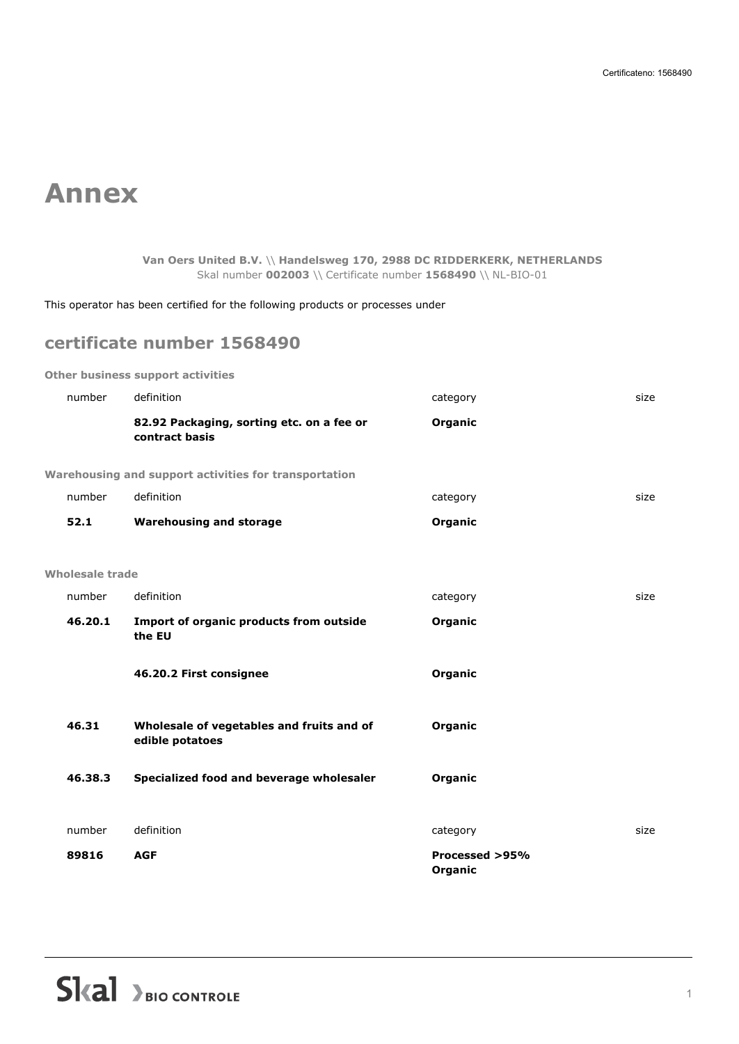# Annex

**Van Oers United B.V.** \\ **Handelsweg 170, 2988 DC RIDDERKERK, NETHERLANDS**
Skal number **002003** \\ Certificate number **1568490** \\ NL-BIO-01

This operator has been certified for the following products or processes under

## certificate number 1568490

### Other business support activities

| number | definition | category | size |
|---|---|---|---|
| | **82.92 Packaging, sorting etc. on a fee or contract basis** | **Organic** | |

### Warehousing and support activities for transportation

| number | definition | category | size |
|---|---|---|---|
| **52.1** | **Warehousing and storage** | **Organic** | |

### Wholesale trade

| number | definition | category | size |
|---|---|---|---|
| **46.20.1** | **Import of organic products from outside the EU** | **Organic** | |
| | **46.20.2 First consignee** | **Organic** | |
| **46.31** | **Wholesale of vegetables and fruits and of edible potatoes** | **Organic** | |
| **46.38.3** | **Specialized food and beverage wholesaler** | **Organic** | |

| number | definition | category | size |
|---|---|---|---|
| **89816** | **AGF** | **Processed >95% Organic** | |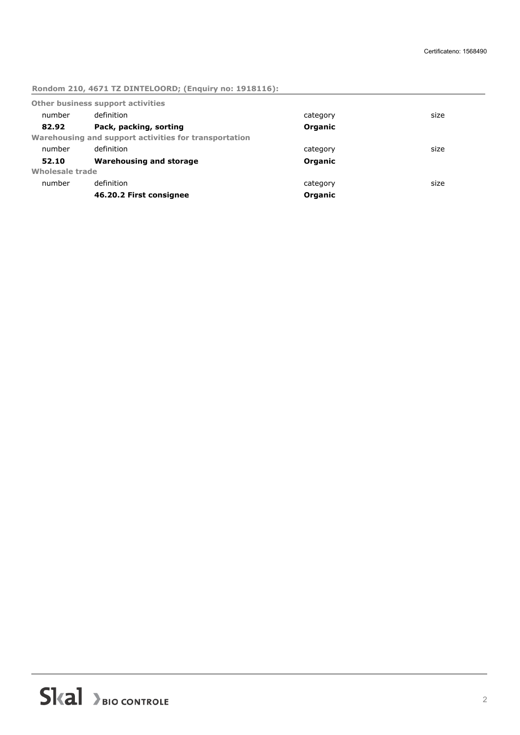**Rondom 210, 4671 TZ DINTELOORD; (Enquiry no: 1918116):**

**Other business support activities**

| number | definition | category | size |
| --- | --- | --- | --- |
| **82.92** | **Pack, packing, sorting** | **Organic** | |

**Warehousing and support activities for transportation**

| number | definition | category | size |
| --- | --- | --- | --- |
| **52.10** | **Warehousing and storage** | **Organic** | |

**Wholesale trade**

| number | definition | category | size |
| --- | --- | --- | --- |
| | **46.20.2 First consignee** | **Organic** | |